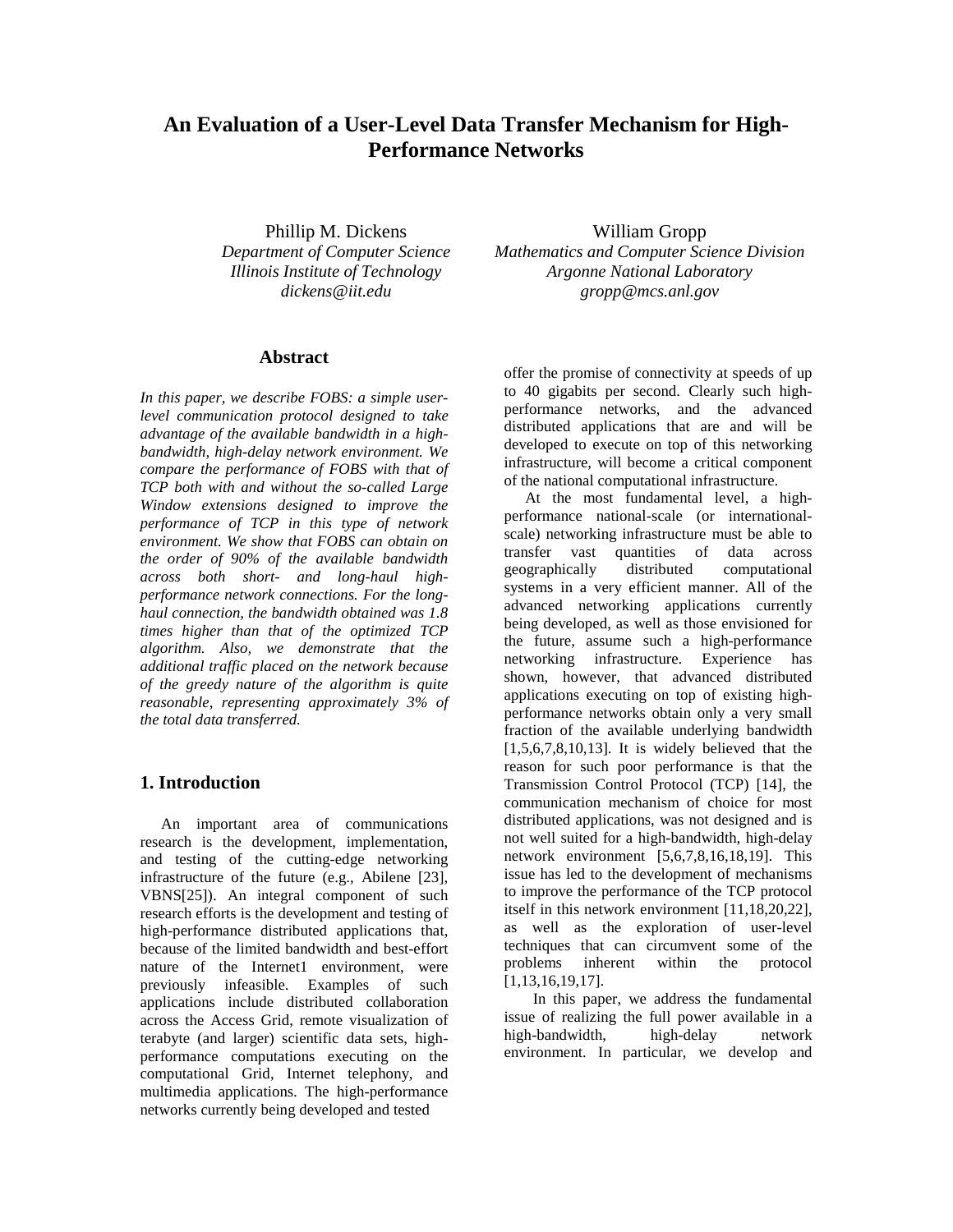# An Evaluation of a User-Level Data Transfer Mechanism for High-Performance Networks

Phillip M. Dickens
*Department of Computer Science*
*Illinois Institute of Technology*
*dickens@iit.edu*

William Gropp
*Mathematics and Computer Science Division*
*Argonne National Laboratory*
*gropp@mcs.anl.gov*

## Abstract

*In this paper, we describe FOBS: a simple user-level communication protocol designed to take advantage of the available bandwidth in a high-bandwidth, high-delay network environment. We compare the performance of FOBS with that of TCP both with and without the so-called Large Window extensions designed to improve the performance of TCP in this type of network environment. We show that FOBS can obtain on the order of 90% of the available bandwidth across both short- and long-haul high-performance network connections. For the long-haul connection, the bandwidth obtained was 1.8 times higher than that of the optimized TCP algorithm. Also, we demonstrate that the additional traffic placed on the network because of the greedy nature of the algorithm is quite reasonable, representing approximately 3% of the total data transferred.*

## 1. Introduction

An important area of communications research is the development, implementation, and testing of the cutting-edge networking infrastructure of the future (e.g., Abilene [23], VBNS[25]). An integral component of such research efforts is the development and testing of high-performance distributed applications that, because of the limited bandwidth and best-effort nature of the Internet1 environment, were previously infeasible. Examples of such applications include distributed collaboration across the Access Grid, remote visualization of terabyte (and larger) scientific data sets, high-performance computations executing on the computational Grid, Internet telephony, and multimedia applications. The high-performance networks currently being developed and tested offer the promise of connectivity at speeds of up to 40 gigabits per second. Clearly such high-performance networks, and the advanced distributed applications that are and will be developed to execute on top of this networking infrastructure, will become a critical component of the national computational infrastructure.

At the most fundamental level, a high-performance national-scale (or international-scale) networking infrastructure must be able to transfer vast quantities of data across geographically distributed computational systems in a very efficient manner. All of the advanced networking applications currently being developed, as well as those envisioned for the future, assume such a high-performance networking infrastructure. Experience has shown, however, that advanced distributed applications executing on top of existing high-performance networks obtain only a very small fraction of the available underlying bandwidth [1,5,6,7,8,10,13]. It is widely believed that the reason for such poor performance is that the Transmission Control Protocol (TCP) [14], the communication mechanism of choice for most distributed applications, was not designed and is not well suited for a high-bandwidth, high-delay network environment [5,6,7,8,16,18,19]. This issue has led to the development of mechanisms to improve the performance of the TCP protocol itself in this network environment [11,18,20,22], as well as the exploration of user-level techniques that can circumvent some of the problems inherent within the protocol [1,13,16,19,17].

In this paper, we address the fundamental issue of realizing the full power available in a high-bandwidth, high-delay network environment. In particular, we develop and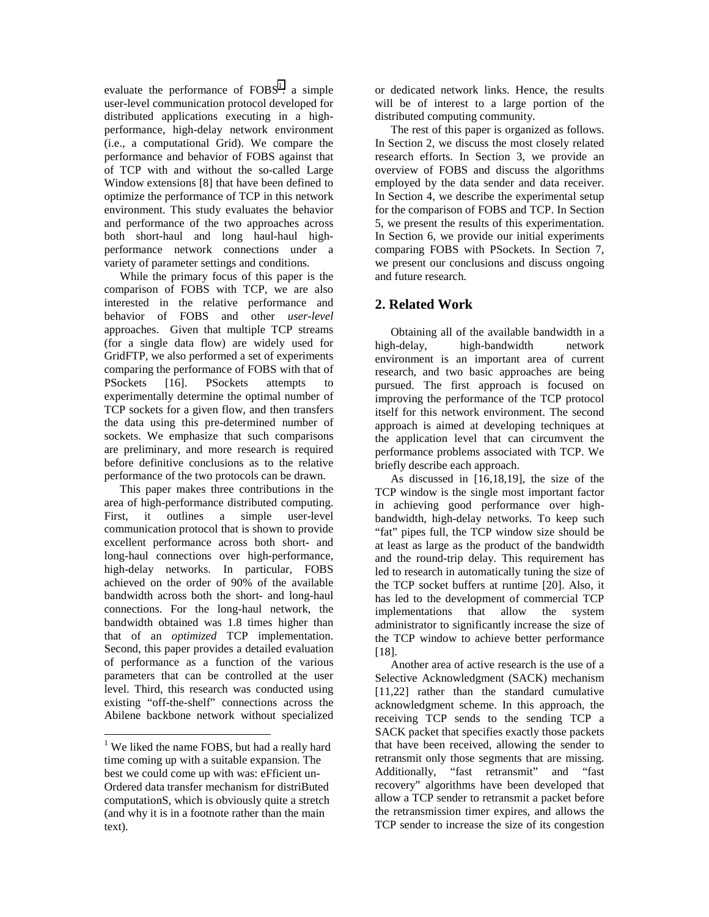evaluate the performance of FOBS[1], a simple user-level communication protocol developed for distributed applications executing in a high-performance, high-delay network environment (i.e., a computational Grid). We compare the performance and behavior of FOBS against that of TCP with and without the so-called Large Window extensions [8] that have been defined to optimize the performance of TCP in this network environment. This study evaluates the behavior and performance of the two approaches across both short-haul and long haul-haul high-performance network connections under a variety of parameter settings and conditions.

While the primary focus of this paper is the comparison of FOBS with TCP, we are also interested in the relative performance and behavior of FOBS and other *user-level* approaches. Given that multiple TCP streams (for a single data flow) are widely used for GridFTP, we also performed a set of experiments comparing the performance of FOBS with that of PSockets [16]. PSockets attempts to experimentally determine the optimal number of TCP sockets for a given flow, and then transfers the data using this pre-determined number of sockets. We emphasize that such comparisons are preliminary, and more research is required before definitive conclusions as to the relative performance of the two protocols can be drawn.

This paper makes three contributions in the area of high-performance distributed computing. First, it outlines a simple user-level communication protocol that is shown to provide excellent performance across both short- and long-haul connections over high-performance, high-delay networks. In particular, FOBS achieved on the order of 90% of the available bandwidth across both the short- and long-haul connections. For the long-haul network, the bandwidth obtained was 1.8 times higher than that of an *optimized* TCP implementation. Second, this paper provides a detailed evaluation of performance as a function of the various parameters that can be controlled at the user level. Third, this research was conducted using existing "off-the-shelf" connections across the Abilene backbone network without specialized or dedicated network links. Hence, the results will be of interest to a large portion of the distributed computing community.

The rest of this paper is organized as follows. In Section 2, we discuss the most closely related research efforts. In Section 3, we provide an overview of FOBS and discuss the algorithms employed by the data sender and data receiver. In Section 4, we describe the experimental setup for the comparison of FOBS and TCP. In Section 5, we present the results of this experimentation. In Section 6, we provide our initial experiments comparing FOBS with PSockets. In Section 7, we present our conclusions and discuss ongoing and future research.

## 2. Related Work

Obtaining all of the available bandwidth in a high-delay, high-bandwidth network environment is an important area of current research, and two basic approaches are being pursued. The first approach is focused on improving the performance of the TCP protocol itself for this network environment. The second approach is aimed at developing techniques at the application level that can circumvent the performance problems associated with TCP. We briefly describe each approach.

As discussed in [16,18,19], the size of the TCP window is the single most important factor in achieving good performance over high-bandwidth, high-delay networks. To keep such "fat" pipes full, the TCP window size should be at least as large as the product of the bandwidth and the round-trip delay. This requirement has led to research in automatically tuning the size of the TCP socket buffers at runtime [20]. Also, it has led to the development of commercial TCP implementations that allow the system administrator to significantly increase the size of the TCP window to achieve better performance [18].

Another area of active research is the use of a Selective Acknowledgment (SACK) mechanism [11,22] rather than the standard cumulative acknowledgment scheme. In this approach, the receiving TCP sends to the sending TCP a SACK packet that specifies exactly those packets that have been received, allowing the sender to retransmit only those segments that are missing. Additionally, "fast retransmit" and "fast recovery" algorithms have been developed that allow a TCP sender to retransmit a packet before the retransmission timer expires, and allows the TCP sender to increase the size of its congestion

[1] We liked the name FOBS, but had a really hard time coming up with a suitable expansion. The best we could come up with was: eFficient un-Ordered data transfer mechanism for distriButed computationS, which is obviously quite a stretch (and why it is in a footnote rather than the main text).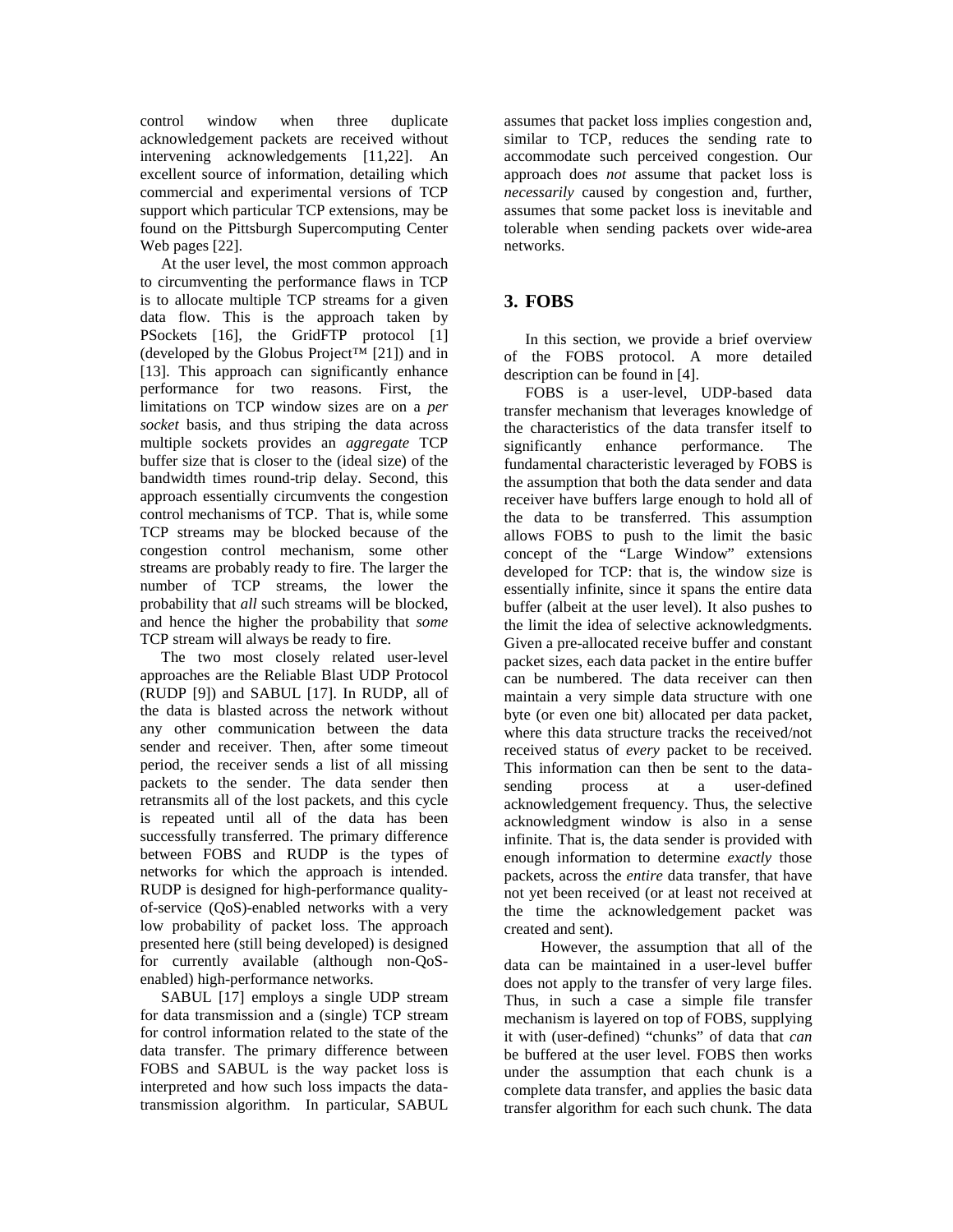control window when three duplicate acknowledgement packets are received without intervening acknowledgements [11,22]. An excellent source of information, detailing which commercial and experimental versions of TCP support which particular TCP extensions, may be found on the Pittsburgh Supercomputing Center Web pages [22].

At the user level, the most common approach to circumventing the performance flaws in TCP is to allocate multiple TCP streams for a given data flow. This is the approach taken by PSockets [16], the GridFTP protocol [1] (developed by the Globus Project™ [21]) and in [13]. This approach can significantly enhance performance for two reasons. First, the limitations on TCP window sizes are on a *per socket* basis, and thus striping the data across multiple sockets provides an *aggregate* TCP buffer size that is closer to the (ideal size) of the bandwidth times round-trip delay. Second, this approach essentially circumvents the congestion control mechanisms of TCP. That is, while some TCP streams may be blocked because of the congestion control mechanism, some other streams are probably ready to fire. The larger the number of TCP streams, the lower the probability that *all* such streams will be blocked, and hence the higher the probability that *some* TCP stream will always be ready to fire.

The two most closely related user-level approaches are the Reliable Blast UDP Protocol (RUDP [9]) and SABUL [17]. In RUDP, all of the data is blasted across the network without any other communication between the data sender and receiver. Then, after some timeout period, the receiver sends a list of all missing packets to the sender. The data sender then retransmits all of the lost packets, and this cycle is repeated until all of the data has been successfully transferred. The primary difference between FOBS and RUDP is the types of networks for which the approach is intended. RUDP is designed for high-performance quality-of-service (QoS)-enabled networks with a very low probability of packet loss. The approach presented here (still being developed) is designed for currently available (although non-QoS-enabled) high-performance networks.

SABUL [17] employs a single UDP stream for data transmission and a (single) TCP stream for control information related to the state of the data transfer. The primary difference between FOBS and SABUL is the way packet loss is interpreted and how such loss impacts the data-transmission algorithm. In particular, SABUL assumes that packet loss implies congestion and, similar to TCP, reduces the sending rate to accommodate such perceived congestion. Our approach does *not* assume that packet loss is *necessarily* caused by congestion and, further, assumes that some packet loss is inevitable and tolerable when sending packets over wide-area networks.

# 3. FOBS

In this section, we provide a brief overview of the FOBS protocol. A more detailed description can be found in [4].

FOBS is a user-level, UDP-based data transfer mechanism that leverages knowledge of the characteristics of the data transfer itself to significantly enhance performance. The fundamental characteristic leveraged by FOBS is the assumption that both the data sender and data receiver have buffers large enough to hold all of the data to be transferred. This assumption allows FOBS to push to the limit the basic concept of the "Large Window" extensions developed for TCP: that is, the window size is essentially infinite, since it spans the entire data buffer (albeit at the user level). It also pushes to the limit the idea of selective acknowledgments. Given a pre-allocated receive buffer and constant packet sizes, each data packet in the entire buffer can be numbered. The data receiver can then maintain a very simple data structure with one byte (or even one bit) allocated per data packet, where this data structure tracks the received/not received status of *every* packet to be received. This information can then be sent to the data-sending process at a user-defined acknowledgement frequency. Thus, the selective acknowledgment window is also in a sense infinite. That is, the data sender is provided with enough information to determine *exactly* those packets, across the *entire* data transfer, that have not yet been received (or at least not received at the time the acknowledgement packet was created and sent).

However, the assumption that all of the data can be maintained in a user-level buffer does not apply to the transfer of very large files. Thus, in such a case a simple file transfer mechanism is layered on top of FOBS, supplying it with (user-defined) "chunks" of data that *can* be buffered at the user level. FOBS then works under the assumption that each chunk is a complete data transfer, and applies the basic data transfer algorithm for each such chunk. The data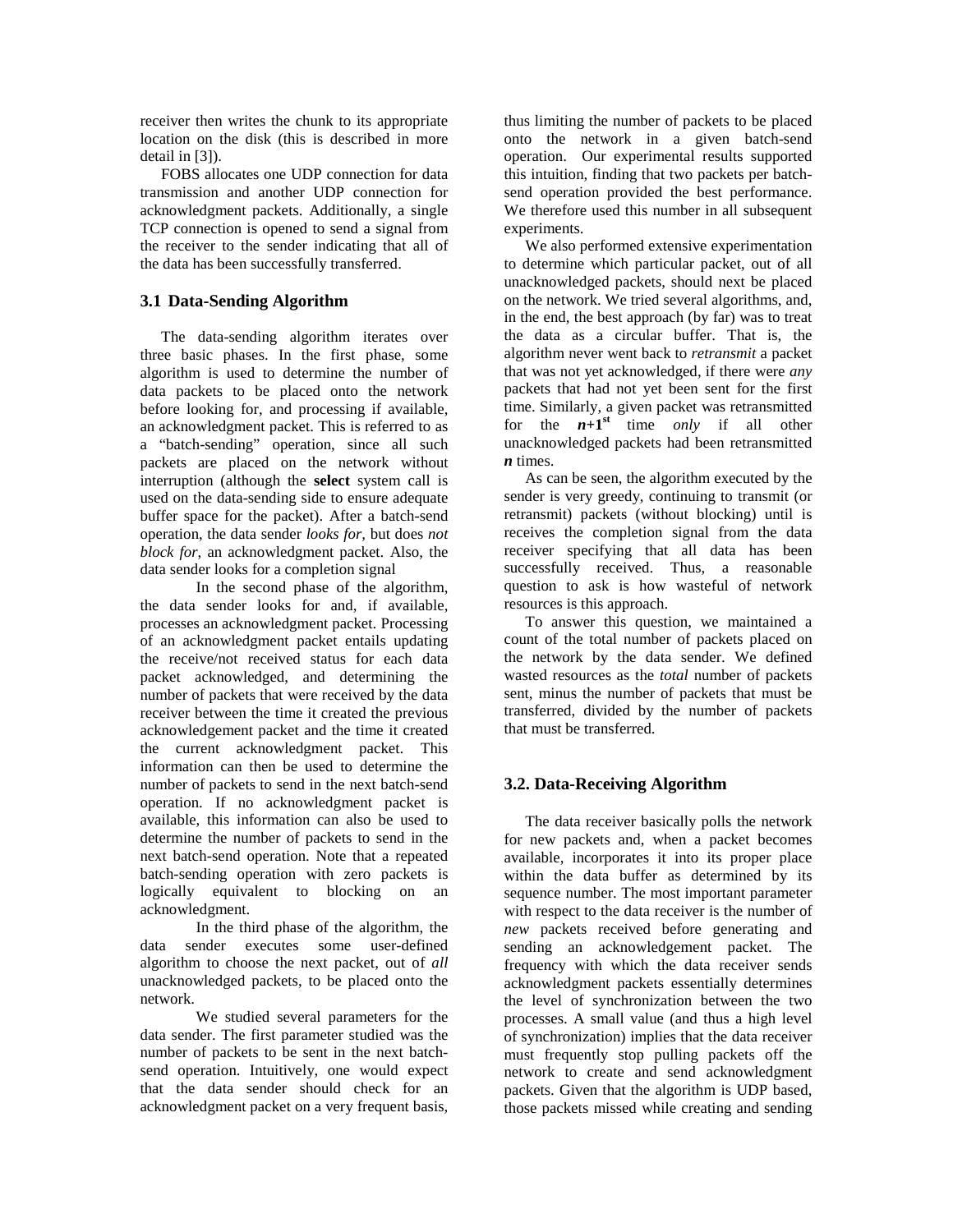receiver then writes the chunk to its appropriate location on the disk (this is described in more detail in [3]).

FOBS allocates one UDP connection for data transmission and another UDP connection for acknowledgment packets. Additionally, a single TCP connection is opened to send a signal from the receiver to the sender indicating that all of the data has been successfully transferred.

## 3.1 Data-Sending Algorithm

The data-sending algorithm iterates over three basic phases. In the first phase, some algorithm is used to determine the number of data packets to be placed onto the network before looking for, and processing if available, an acknowledgment packet. This is referred to as a "batch-sending" operation, since all such packets are placed on the network without interruption (although the **select** system call is used on the data-sending side to ensure adequate buffer space for the packet). After a batch-send operation, the data sender *looks for*, but does *not block for*, an acknowledgment packet. Also, the data sender looks for a completion signal

In the second phase of the algorithm, the data sender looks for and, if available, processes an acknowledgment packet. Processing of an acknowledgment packet entails updating the receive/not received status for each data packet acknowledged, and determining the number of packets that were received by the data receiver between the time it created the previous acknowledgement packet and the time it created the current acknowledgment packet. This information can then be used to determine the number of packets to send in the next batch-send operation. If no acknowledgment packet is available, this information can also be used to determine the number of packets to send in the next batch-send operation. Note that a repeated batch-sending operation with zero packets is logically equivalent to blocking on an acknowledgment.

In the third phase of the algorithm, the data sender executes some user-defined algorithm to choose the next packet, out of *all* unacknowledged packets, to be placed onto the network.

We studied several parameters for the data sender. The first parameter studied was the number of packets to be sent in the next batch-send operation. Intuitively, one would expect that the data sender should check for an acknowledgment packet on a very frequent basis, thus limiting the number of packets to be placed onto the network in a given batch-send operation. Our experimental results supported this intuition, finding that two packets per batch-send operation provided the best performance. We therefore used this number in all subsequent experiments.

We also performed extensive experimentation to determine which particular packet, out of all unacknowledged packets, should next be placed on the network. We tried several algorithms, and, in the end, the best approach (by far) was to treat the data as a circular buffer. That is, the algorithm never went back to *retransmit* a packet that was not yet acknowledged, if there were *any* packets that had not yet been sent for the first time. Similarly, a given packet was retransmitted for the $\boldsymbol{n+1}^{st}$ time *only* if all other unacknowledged packets had been retransmitted $\boldsymbol{n}$ times.

As can be seen, the algorithm executed by the sender is very greedy, continuing to transmit (or retransmit) packets (without blocking) until is receives the completion signal from the data receiver specifying that all data has been successfully received. Thus, a reasonable question to ask is how wasteful of network resources is this approach.

To answer this question, we maintained a count of the total number of packets placed on the network by the data sender. We defined wasted resources as the *total* number of packets sent, minus the number of packets that must be transferred, divided by the number of packets that must be transferred.

## 3.2. Data-Receiving Algorithm

The data receiver basically polls the network for new packets and, when a packet becomes available, incorporates it into its proper place within the data buffer as determined by its sequence number. The most important parameter with respect to the data receiver is the number of *new* packets received before generating and sending an acknowledgement packet. The frequency with which the data receiver sends acknowledgment packets essentially determines the level of synchronization between the two processes. A small value (and thus a high level of synchronization) implies that the data receiver must frequently stop pulling packets off the network to create and send acknowledgment packets. Given that the algorithm is UDP based, those packets missed while creating and sending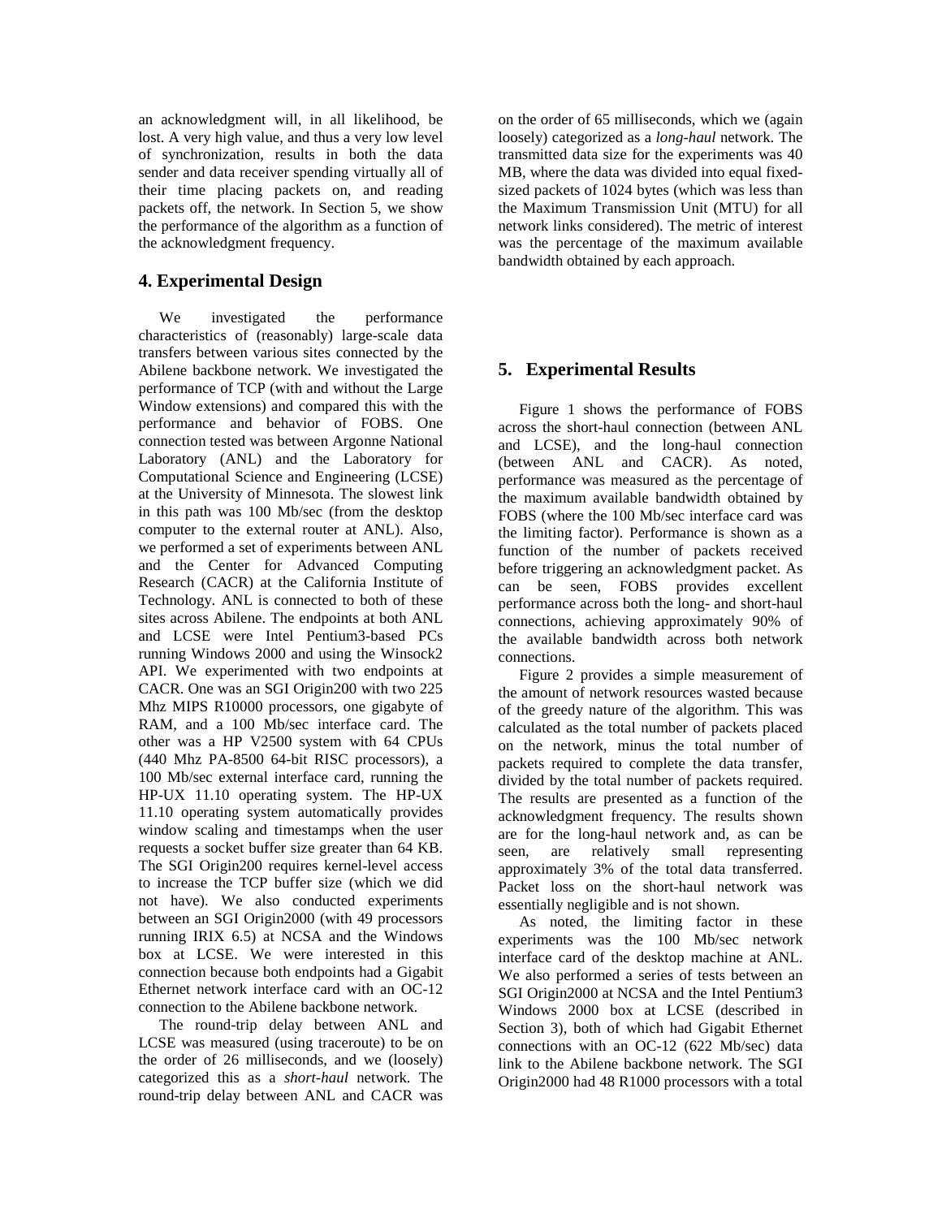an acknowledgment will, in all likelihood, be lost. A very high value, and thus a very low level of synchronization, results in both the data sender and data receiver spending virtually all of their time placing packets on, and reading packets off, the network. In Section 5, we show the performance of the algorithm as a function of the acknowledgment frequency.

## 4. Experimental Design

We investigated the performance characteristics of (reasonably) large-scale data transfers between various sites connected by the Abilene backbone network. We investigated the performance of TCP (with and without the Large Window extensions) and compared this with the performance and behavior of FOBS. One connection tested was between Argonne National Laboratory (ANL) and the Laboratory for Computational Science and Engineering (LCSE) at the University of Minnesota. The slowest link in this path was 100 Mb/sec (from the desktop computer to the external router at ANL). Also, we performed a set of experiments between ANL and the Center for Advanced Computing Research (CACR) at the California Institute of Technology. ANL is connected to both of these sites across Abilene. The endpoints at both ANL and LCSE were Intel Pentium3-based PCs running Windows 2000 and using the Winsock2 API. We experimented with two endpoints at CACR. One was an SGI Origin200 with two 225 Mhz MIPS R10000 processors, one gigabyte of RAM, and a 100 Mb/sec interface card. The other was a HP V2500 system with 64 CPUs (440 Mhz PA-8500 64-bit RISC processors), a 100 Mb/sec external interface card, running the HP-UX 11.10 operating system. The HP-UX 11.10 operating system automatically provides window scaling and timestamps when the user requests a socket buffer size greater than 64 KB. The SGI Origin200 requires kernel-level access to increase the TCP buffer size (which we did not have). We also conducted experiments between an SGI Origin2000 (with 49 processors running IRIX 6.5) at NCSA and the Windows box at LCSE. We were interested in this connection because both endpoints had a Gigabit Ethernet network interface card with an OC-12 connection to the Abilene backbone network.

The round-trip delay between ANL and LCSE was measured (using traceroute) to be on the order of 26 milliseconds, and we (loosely) categorized this as a *short-haul* network. The round-trip delay between ANL and CACR was on the order of 65 milliseconds, which we (again loosely) categorized as a *long-haul* network. The transmitted data size for the experiments was 40 MB, where the data was divided into equal fixed-sized packets of 1024 bytes (which was less than the Maximum Transmission Unit (MTU) for all network links considered). The metric of interest was the percentage of the maximum available bandwidth obtained by each approach.

## 5. Experimental Results

Figure 1 shows the performance of FOBS across the short-haul connection (between ANL and LCSE), and the long-haul connection (between ANL and CACR). As noted, performance was measured as the percentage of the maximum available bandwidth obtained by FOBS (where the 100 Mb/sec interface card was the limiting factor). Performance is shown as a function of the number of packets received before triggering an acknowledgment packet. As can be seen, FOBS provides excellent performance across both the long- and short-haul connections, achieving approximately 90% of the available bandwidth across both network connections.

Figure 2 provides a simple measurement of the amount of network resources wasted because of the greedy nature of the algorithm. This was calculated as the total number of packets placed on the network, minus the total number of packets required to complete the data transfer, divided by the total number of packets required. The results are presented as a function of the acknowledgment frequency. The results shown are for the long-haul network and, as can be seen, are relatively small representing approximately 3% of the total data transferred. Packet loss on the short-haul network was essentially negligible and is not shown.

As noted, the limiting factor in these experiments was the 100 Mb/sec network interface card of the desktop machine at ANL. We also performed a series of tests between an SGI Origin2000 at NCSA and the Intel Pentium3 Windows 2000 box at LCSE (described in Section 3), both of which had Gigabit Ethernet connections with an OC-12 (622 Mb/sec) data link to the Abilene backbone network. The SGI Origin2000 had 48 R1000 processors with a total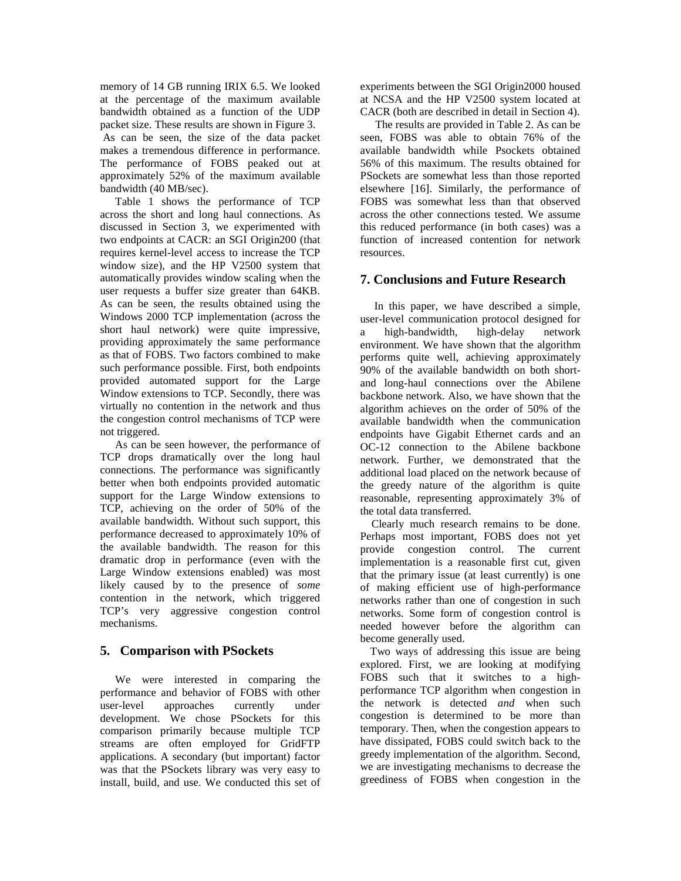memory of 14 GB running IRIX 6.5. We looked at the percentage of the maximum available bandwidth obtained as a function of the UDP packet size. These results are shown in Figure 3. As can be seen, the size of the data packet makes a tremendous difference in performance. The performance of FOBS peaked out at approximately 52% of the maximum available bandwidth (40 MB/sec).

Table 1 shows the performance of TCP across the short and long haul connections. As discussed in Section 3, we experimented with two endpoints at CACR: an SGI Origin200 (that requires kernel-level access to increase the TCP window size), and the HP V2500 system that automatically provides window scaling when the user requests a buffer size greater than 64KB. As can be seen, the results obtained using the Windows 2000 TCP implementation (across the short haul network) were quite impressive, providing approximately the same performance as that of FOBS. Two factors combined to make such performance possible. First, both endpoints provided automated support for the Large Window extensions to TCP. Secondly, there was virtually no contention in the network and thus the congestion control mechanisms of TCP were not triggered.

As can be seen however, the performance of TCP drops dramatically over the long haul connections. The performance was significantly better when both endpoints provided automatic support for the Large Window extensions to TCP, achieving on the order of 50% of the available bandwidth. Without such support, this performance decreased to approximately 10% of the available bandwidth. The reason for this dramatic drop in performance (even with the Large Window extensions enabled) was most likely caused by to the presence of *some* contention in the network, which triggered TCP's very aggressive congestion control mechanisms.

## 5. Comparison with PSockets

We were interested in comparing the performance and behavior of FOBS with other user-level approaches currently under development. We chose PSockets for this comparison primarily because multiple TCP streams are often employed for GridFTP applications. A secondary (but important) factor was that the PSockets library was very easy to install, build, and use. We conducted this set of experiments between the SGI Origin2000 housed at NCSA and the HP V2500 system located at CACR (both are described in detail in Section 4).

The results are provided in Table 2. As can be seen, FOBS was able to obtain 76% of the available bandwidth while Psockets obtained 56% of this maximum. The results obtained for PSockets are somewhat less than those reported elsewhere [16]. Similarly, the performance of FOBS was somewhat less than that observed across the other connections tested. We assume this reduced performance (in both cases) was a function of increased contention for network resources.

## 7. Conclusions and Future Research

In this paper, we have described a simple, user-level communication protocol designed for a high-bandwidth, high-delay network environment. We have shown that the algorithm performs quite well, achieving approximately 90% of the available bandwidth on both short- and long-haul connections over the Abilene backbone network. Also, we have shown that the algorithm achieves on the order of 50% of the available bandwidth when the communication endpoints have Gigabit Ethernet cards and an OC-12 connection to the Abilene backbone network. Further, we demonstrated that the additional load placed on the network because of the greedy nature of the algorithm is quite reasonable, representing approximately 3% of the total data transferred.

Clearly much research remains to be done. Perhaps most important, FOBS does not yet provide congestion control. The current implementation is a reasonable first cut, given that the primary issue (at least currently) is one of making efficient use of high-performance networks rather than one of congestion in such networks. Some form of congestion control is needed however before the algorithm can become generally used.

Two ways of addressing this issue are being explored. First, we are looking at modifying FOBS such that it switches to a high-performance TCP algorithm when congestion in the network is detected *and* when such congestion is determined to be more than temporary. Then, when the congestion appears to have dissipated, FOBS could switch back to the greedy implementation of the algorithm. Second, we are investigating mechanisms to decrease the greediness of FOBS when congestion in the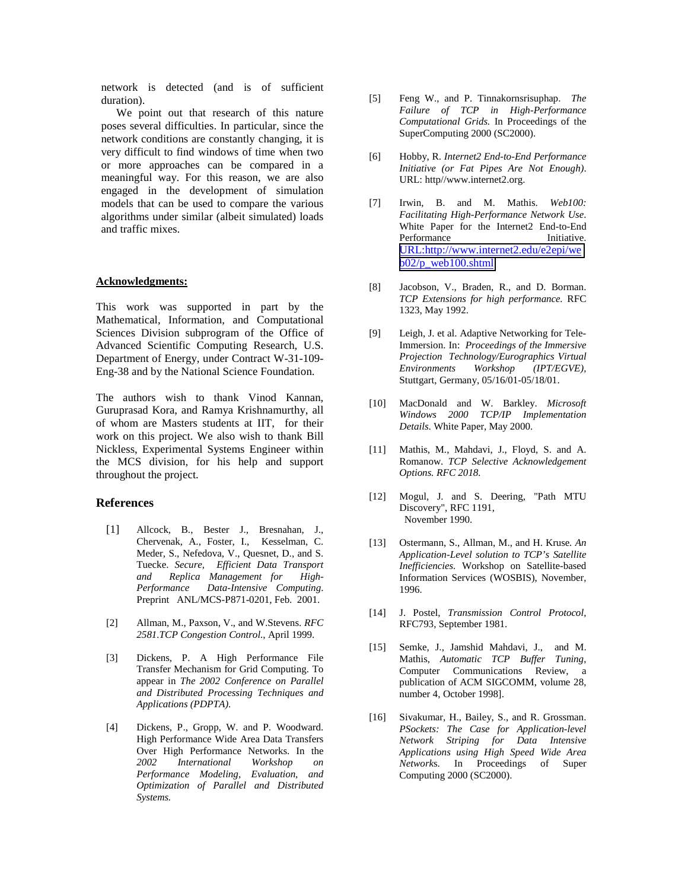network is detected (and is of sufficient duration).

We point out that research of this nature poses several difficulties. In particular, since the network conditions are constantly changing, it is very difficult to find windows of time when two or more approaches can be compared in a meaningful way. For this reason, we are also engaged in the development of simulation models that can be used to compare the various algorithms under similar (albeit simulated) loads and traffic mixes.

**<u>Acknowledgments:</u>**

This work was supported in part by the Mathematical, Information, and Computational Sciences Division subprogram of the Office of Advanced Scientific Computing Research, U.S. Department of Energy, under Contract W-31-109-Eng-38 and by the National Science Foundation.

The authors wish to thank Vinod Kannan, Guruprasad Kora, and Ramya Krishnamurthy, all of whom are Masters students at IIT, for their work on this project. We also wish to thank Bill Nickless, Experimental Systems Engineer within the MCS division, for his help and support throughout the project.

## References

[1] Allcock, B., Bester J., Bresnahan, J., Chervenak, A., Foster, I., Kesselman, C. Meder, S., Nefedova, V., Quesnet, D., and S. Tuecke. *Secure, Efficient Data Transport and Replica Management for High-Performance Data-Intensive Computing*. Preprint ANL/MCS-P871-0201, Feb. 2001.

[2] Allman, M., Paxson, V., and W.Stevens. *RFC 2581.TCP Congestion Control.*, April 1999.

[3] Dickens, P. A High Performance File Transfer Mechanism for Grid Computing. To appear in *The 2002 Conference on Parallel and Distributed Processing Techniques and Applications (PDPTA).*

[4] Dickens, P., Gropp, W. and P. Woodward. High Performance Wide Area Data Transfers Over High Performance Networks. In the *2002 International Workshop on Performance Modeling, Evaluation, and Optimization of Parallel and Distributed Systems.*

[5] Feng W., and P. Tinnakornsrisuphap. *The Failure of TCP in High-Performance Computational Grids.* In Proceedings of the SuperComputing 2000 (SC2000).

[6] Hobby, R. *Internet2 End-to-End Performance Initiative (or Fat Pipes Are Not Enough)*. URL: http//www.internet2.org.

[7] Irwin, B. and M. Mathis. *Web100: Facilitating High-Performance Network Use*. White Paper for the Internet2 End-to-End Performance Initiative. URL:http://www.internet2.edu/e2epi/web02/p_web100.shtml

[8] Jacobson, V., Braden, R., and D. Borman. *TCP Extensions for high performance.* RFC 1323, May 1992.

[9] Leigh, J. et al. Adaptive Networking for Tele-Immersion. In: *Proceedings of the Immersive Projection Technology/Eurographics Virtual Environments Workshop (IPT/EGVE),* Stuttgart, Germany, 05/16/01-05/18/01.

[10] MacDonald and W. Barkley. *Microsoft Windows 2000 TCP/IP Implementation Details*. White Paper, May 2000.

[11] Mathis, M., Mahdavi, J., Floyd, S. and A. Romanow. *TCP Selective Acknowledgement Options. RFC 2018.*

[12] Mogul, J. and S. Deering, "Path MTU Discovery", RFC 1191, November 1990.

[13] Ostermann, S., Allman, M., and H. Kruse*. An Application-Level solution to TCP's Satellite Inefficiencies.* Workshop on Satellite-based Information Services (WOSBIS), November, 1996.

[14] J. Postel, *Transmission Control Protocol*, RFC793, September 1981.

[15] Semke, J., Jamshid Mahdavi, J., and M. Mathis, *Automatic TCP Buffer Tuning*, Computer Communications Review, a publication of ACM SIGCOMM, volume 28, number 4, October 1998].

[16] Sivakumar, H., Bailey, S., and R. Grossman. *PSockets: The Case for Application-level Network Striping for Data Intensive Applications using High Speed Wide Area Networks.* In Proceedings of Super Computing 2000 (SC2000).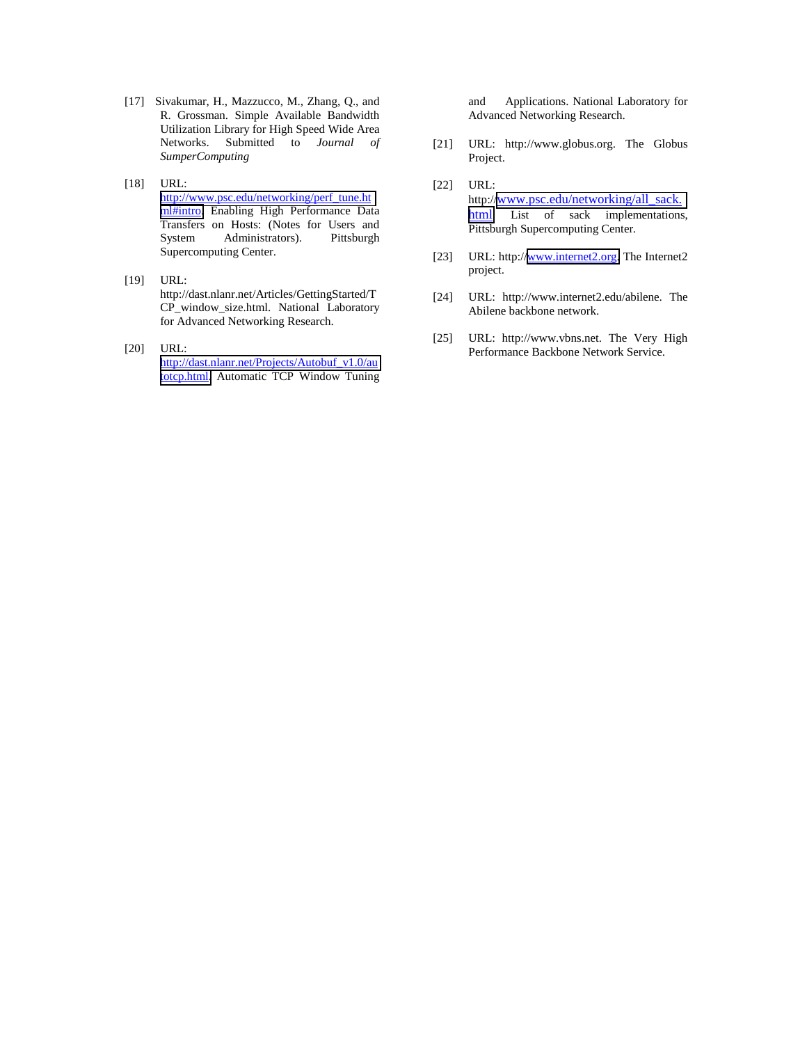[17] Sivakumar, H., Mazzucco, M., Zhang, Q., and R. Grossman. Simple Available Bandwidth Utilization Library for High Speed Wide Area Networks. Submitted to *Journal of SumperComputing*

[18] URL: http://www.psc.edu/networking/perf_tune.html#intro. Enabling High Performance Data Transfers on Hosts: (Notes for Users and System Administrators). Pittsburgh Supercomputing Center.

[19] URL: http://dast.nlanr.net/Articles/GettingStarted/TCP_window_size.html. National Laboratory for Advanced Networking Research.

[20] URL: http://dast.nlanr.net/Projects/Autobuf_v1.0/autotcp.html. Automatic TCP Window Tuning and Applications. National Laboratory for Advanced Networking Research.

[21] URL: http://www.globus.org. The Globus Project.

[22] URL: http://www.psc.edu/networking/all_sack.html. List of sack implementations, Pittsburgh Supercomputing Center.

[23] URL: http://www.internet2.org. The Internet2 project.

[24] URL: http://www.internet2.edu/abilene. The Abilene backbone network.

[25] URL: http://www.vbns.net. The Very High Performance Backbone Network Service.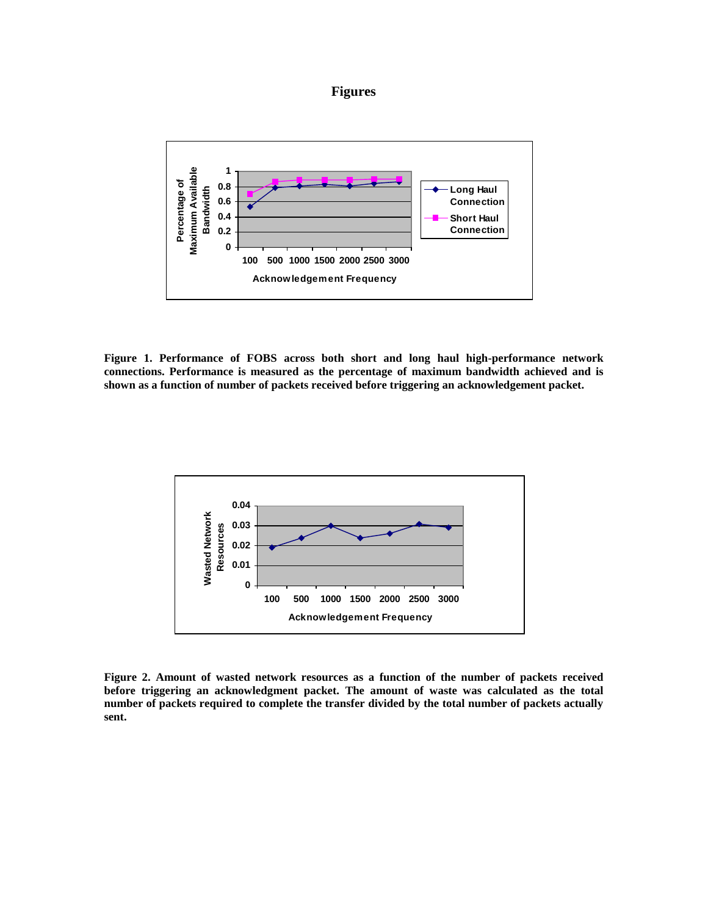# Figures

Figure 1. Performance of FOBS across both short and long haul high-performance network connections. Performance is measured as the percentage of maximum bandwidth achieved and is shown as a function of number of packets received before triggering an acknowledgement packet.

Figure 2. Amount of wasted network resources as a function of the number of packets received before triggering an acknowledgment packet. The amount of waste was calculated as the total number of packets required to complete the transfer divided by the total number of packets actually sent.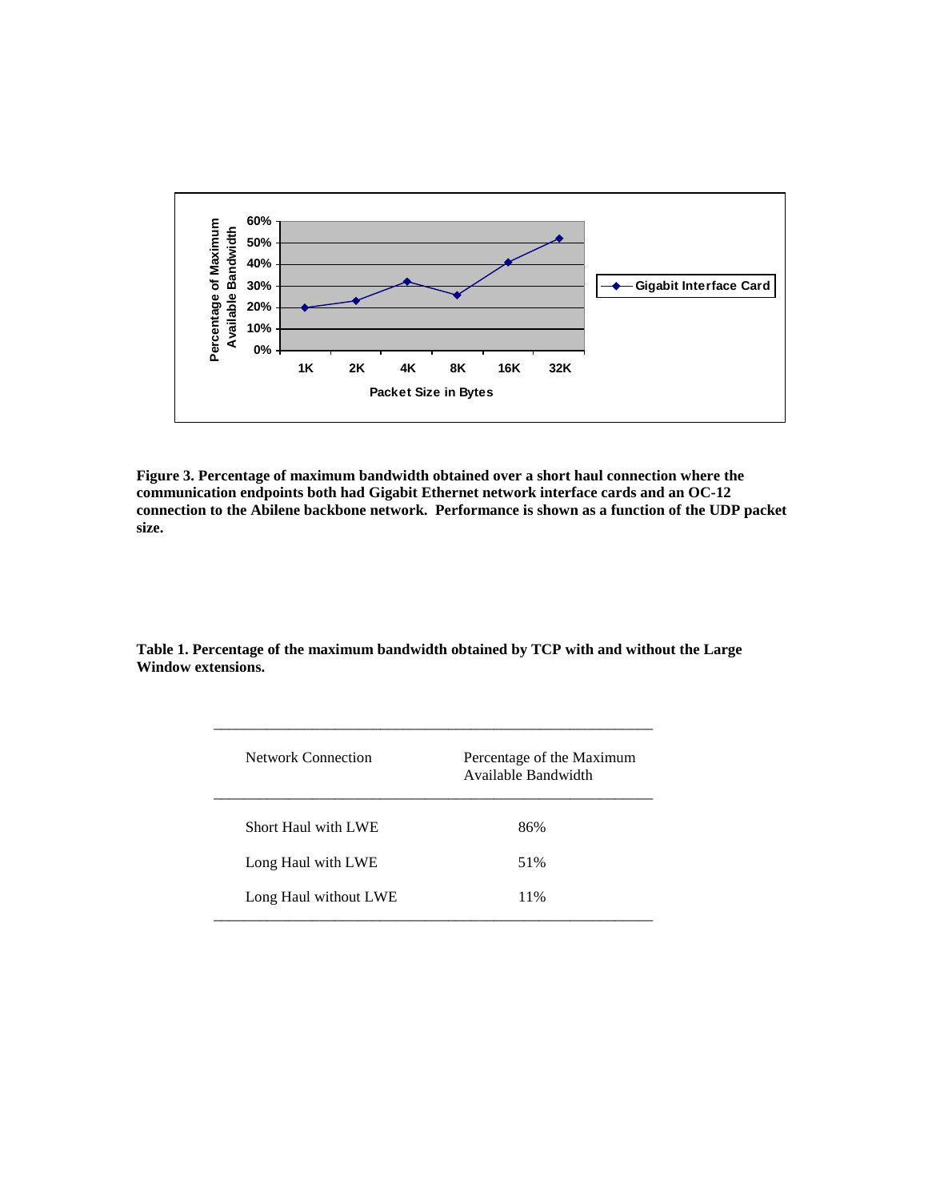**Figure 3. Percentage of maximum bandwidth obtained over a short haul connection where the communication endpoints both had Gigabit Ethernet network interface cards and an OC-12 connection to the Abilene backbone network. Performance is shown as a function of the UDP packet size.**

**Table 1. Percentage of the maximum bandwidth obtained by TCP with and without the Large Window extensions.**

| Network Connection | Percentage of the Maximum Available Bandwidth |
|---|---|
| Short Haul with LWE | 86% |
| Long Haul with LWE | 51% |
| Long Haul without LWE | 11% |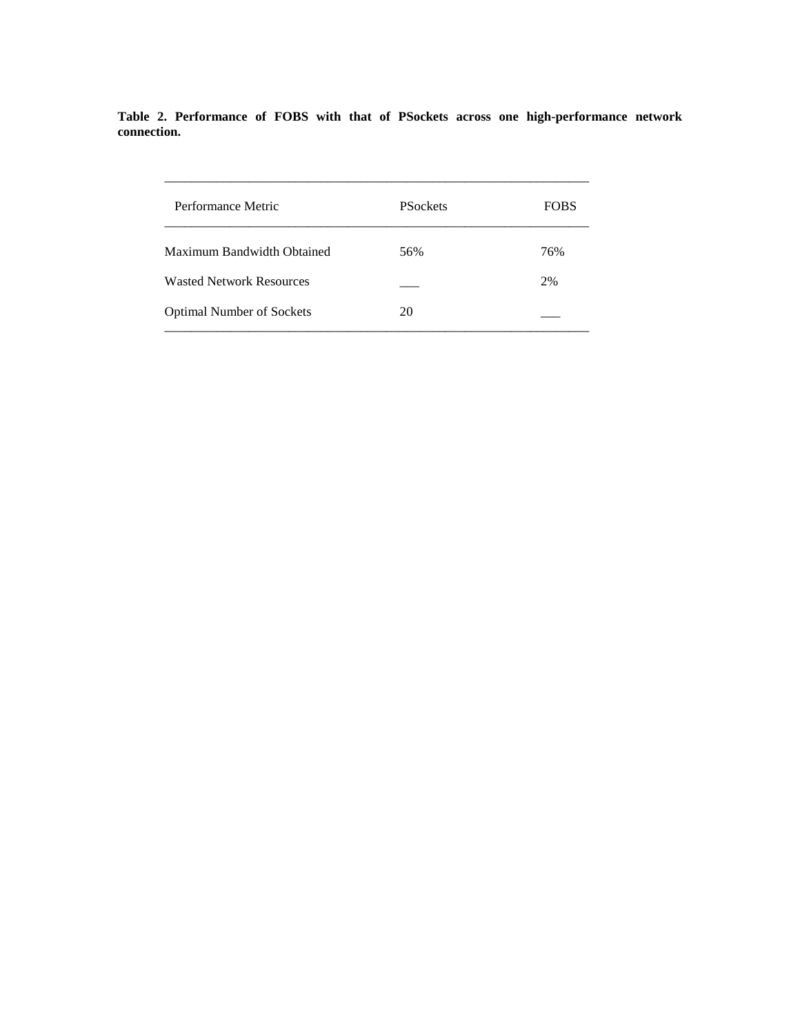**Table 2. Performance of FOBS with that of PSockets across one high-performance network connection.**

| Performance Metric | PSockets | FOBS |
|---|---|---|
| Maximum Bandwidth Obtained | 56% | 76% |
| Wasted Network Resources | ___ | 2% |
| Optimal Number of Sockets | 20 | ___ |